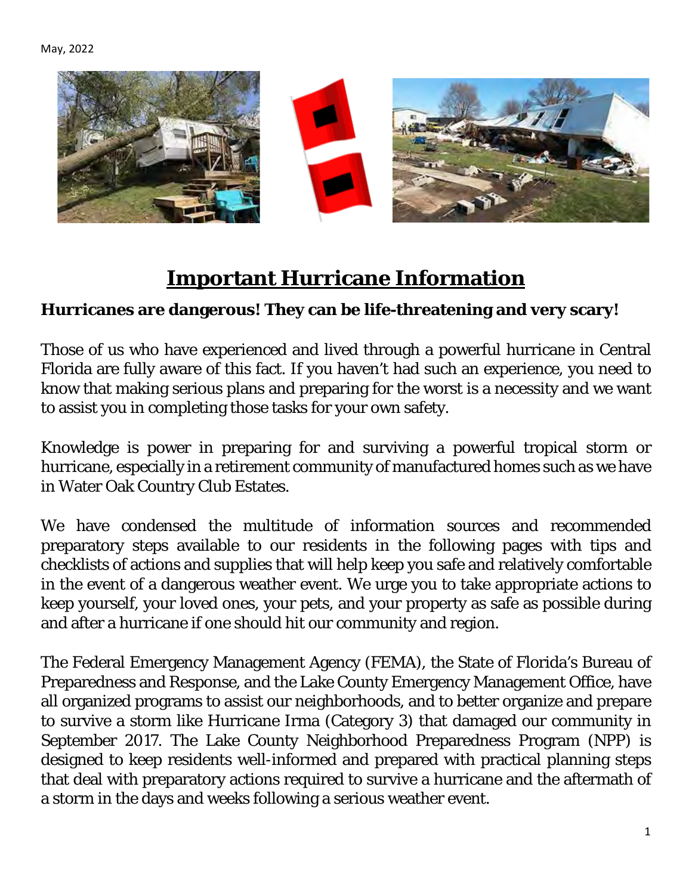May, 2022

# Important Hurricane Information

**Hurricanes are dangerous! They can be life-threatening and very scary!**

Those of us who have experienced and lived through a powerful hurricane in Central Florida are fully aware of this fact. If you haven't had such an experience, you need to know that making serious plans and preparing for the worst is a necessity and we want to assist you in completing those tasks for your own safety.

Knowledge is power in preparing for and surviving a powerful tropical storm or hurricane, especially in a retirement community of manufactured homes such as we have in Water Oak Country Club Estates.

We have condensed the multitude of information sources and recommended preparatory steps available to our residents in the following pages with tips and checklists of actions and supplies that will help keep you safe and relatively comfortable in the event of a dangerous weather event. We urge you to take appropriate actions to keep yourself, your loved ones, your pets, and your property as safe as possible during and after a hurricane if one should hit our community and region.

The Federal Emergency Management Agency (FEMA), the State of Florida's Bureau of Preparedness and Response, and the Lake County Emergency Management Office, have all organized programs to assist our neighborhoods, and to better organize and prepare to survive a storm like Hurricane Irma (Category 3) that damaged our community in September 2017. The Lake County Neighborhood Preparedness Program (NPP) is designed to keep residents well-informed and prepared with practical planning steps that deal with preparatory actions required to survive a hurricane and the aftermath of a storm in the days and weeks following a serious weather event.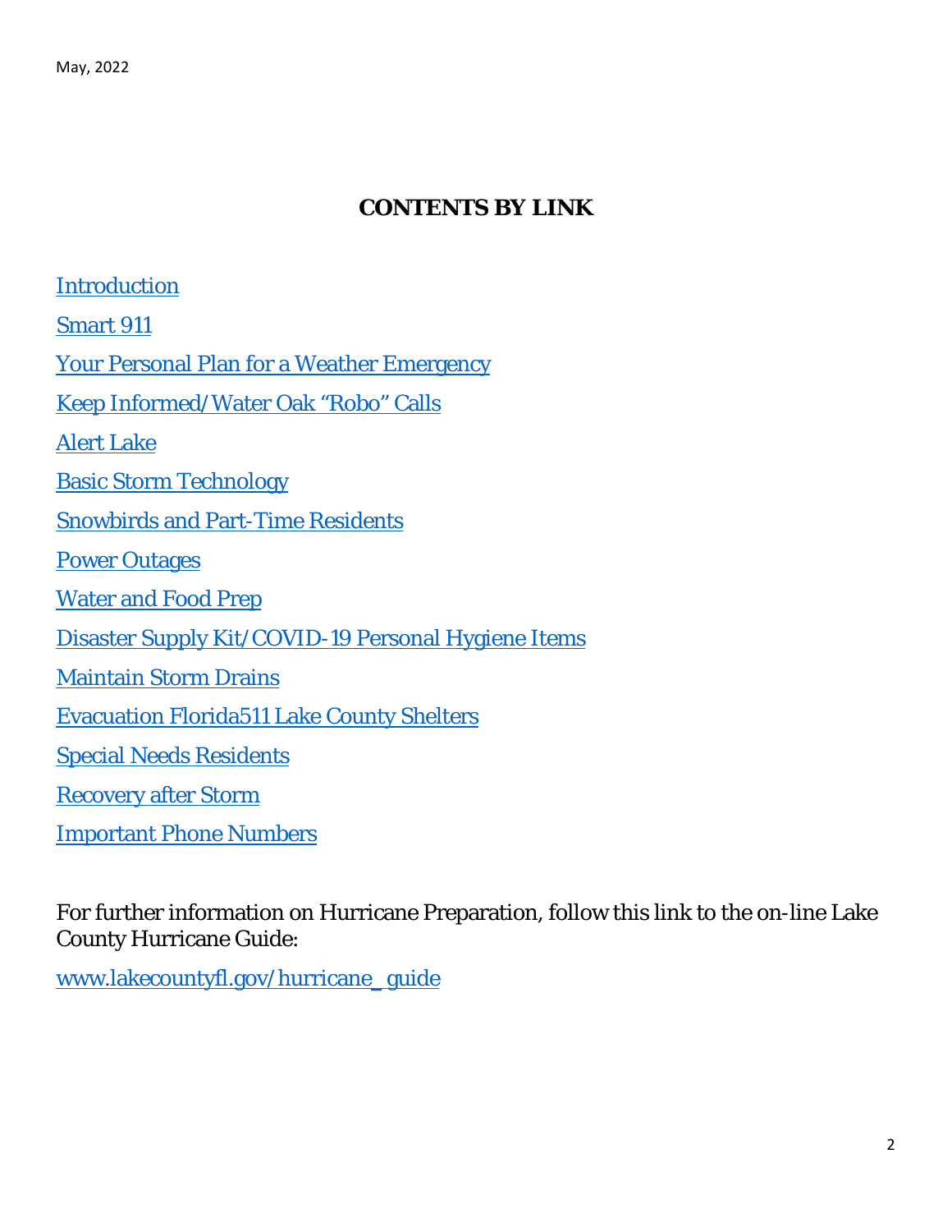May, 2022

# CONTENTS BY LINK

Introduction

Smart 911

Your Personal Plan for a Weather Emergency

Keep Informed/Water Oak "Robo" Calls

Alert Lake

Basic Storm Technology

Snowbirds and Part-Time Residents

Power Outages

Water and Food Prep

Disaster Supply Kit/COVID-19 Personal Hygiene Items

Maintain Storm Drains

Evacuation Florida511 Lake County Shelters

Special Needs Residents

Recovery after Storm

Important Phone Numbers

For further information on Hurricane Preparation, follow this link to the on-line Lake County Hurricane Guide:

www.lakecountyfl.gov/hurricane_guide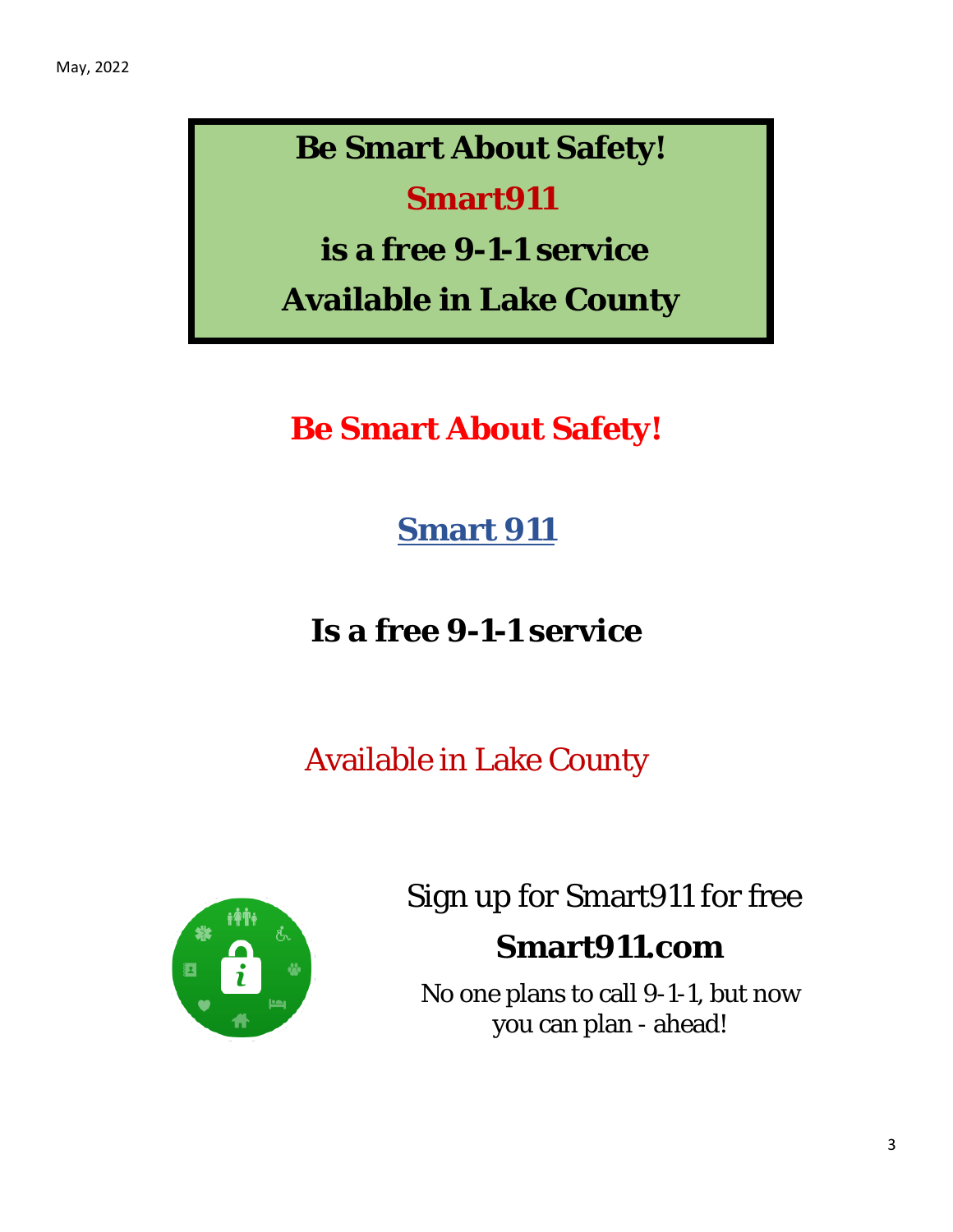**Be Smart About Safety!**

**Smart911**

**is a free 9-1-1 service**

**Available in Lake County**

## Be Smart About Safety!

## Smart 911

## Is a free 9-1-1 service

Available in Lake County

Sign up for Smart911 for free

**Smart911.com**

No one plans to call 9-1-1, but now you can plan - ahead!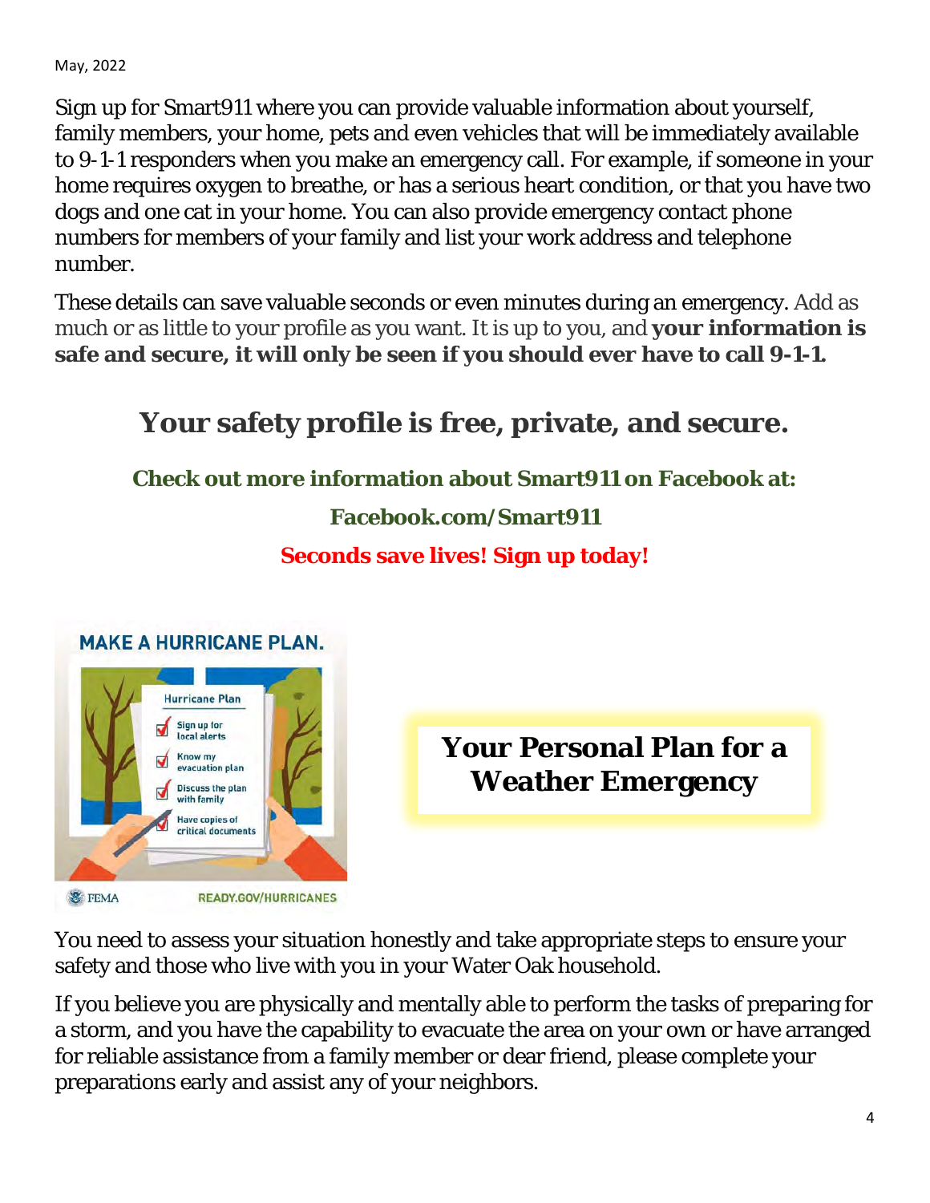May, 2022

Sign up for Smart911 where you can provide valuable information about yourself, family members, your home, pets and even vehicles that will be immediately available to 9-1-1 responders when you make an emergency call. For example, if someone in your home requires oxygen to breathe, or has a serious heart condition, or that you have two dogs and one cat in your home. You can also provide emergency contact phone numbers for members of your family and list your work address and telephone number.

These details can save valuable seconds or even minutes during an emergency. Add as much or as little to your profile as you want. It is up to you, and **your information is safe and secure, it will only be seen if you should ever have to call 9-1-1.**

## Your safety profile is free, private, and secure.

**Check out more information about Smart911 on Facebook at:**

**Facebook.com/Smart911**

**Seconds save lives! Sign up today!**

MAKE A HURRICANE PLAN.

Hurricane Plan
- Sign up for local alerts
- Know my evacuation plan
- Discuss the plan with family
- Have copies of critical documents

FEMA READY.GOV/HURRICANES

## Your Personal Plan for a Weather Emergency

You need to assess your situation honestly and take appropriate steps to ensure your safety and those who live with you in your Water Oak household.

If you believe you are physically and mentally able to perform the tasks of preparing for a storm, and you have the capability to evacuate the area on your own or have arranged for reliable assistance from a family member or dear friend, please complete your preparations early and assist any of your neighbors.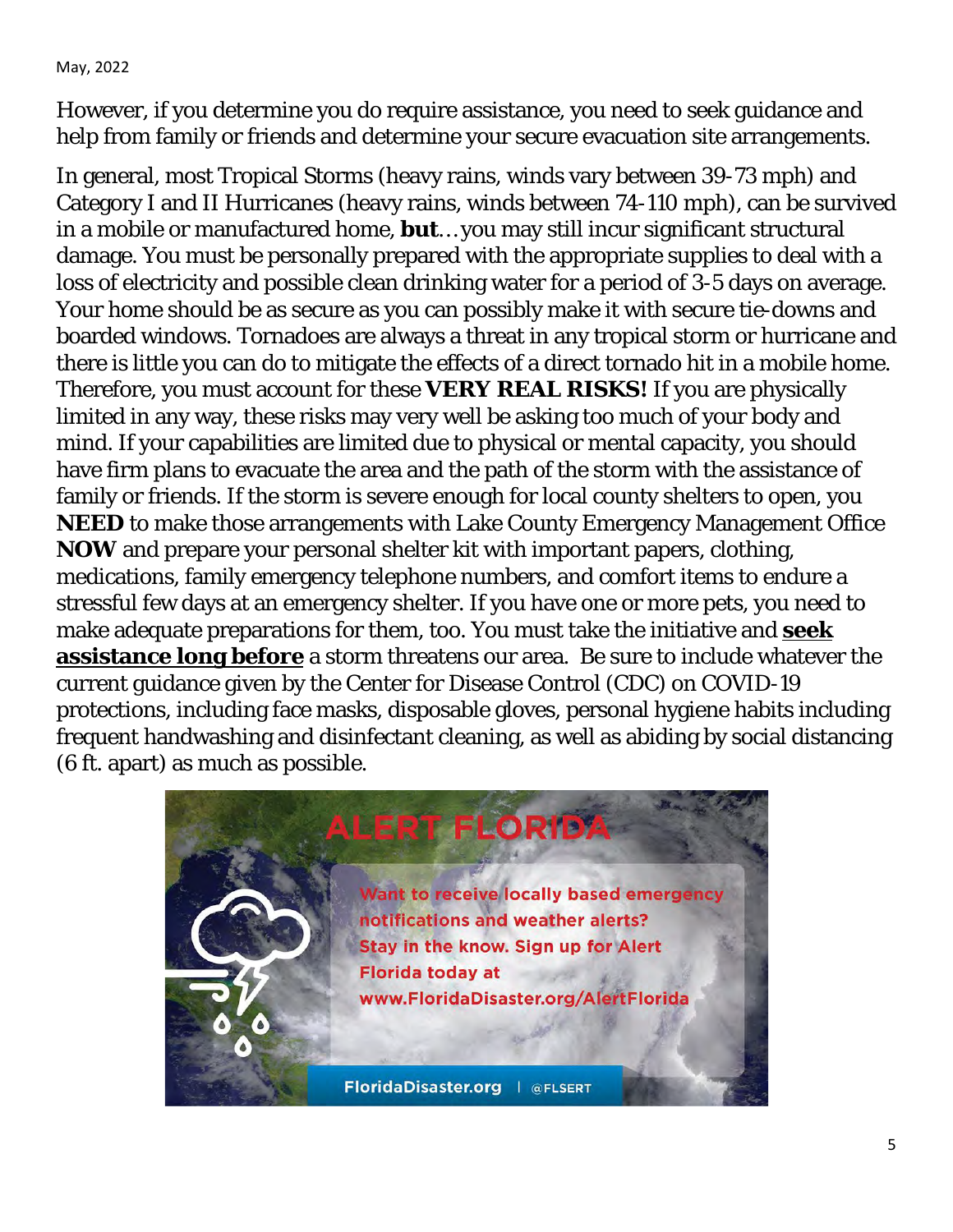However, if you determine you do require assistance, you need to seek guidance and help from family or friends and determine your secure evacuation site arrangements.

In general, most Tropical Storms (heavy rains, winds vary between 39-73 mph) and Category I and II Hurricanes (heavy rains, winds between 74-110 mph), can be survived in a mobile or manufactured home, **but**…you may still incur significant structural damage. You must be personally prepared with the appropriate supplies to deal with a loss of electricity and possible clean drinking water for a period of 3-5 days on average. Your home should be as secure as you can possibly make it with secure tie-downs and boarded windows. Tornadoes are always a threat in any tropical storm or hurricane and there is little you can do to mitigate the effects of a direct tornado hit in a mobile home. Therefore, you must account for these **VERY REAL RISKS!** If you are physically limited in any way, these risks may very well be asking too much of your body and mind. If your capabilities are limited due to physical or mental capacity, you should have firm plans to evacuate the area and the path of the storm with the assistance of family or friends. If the storm is severe enough for local county shelters to open, you **NEED** to make those arrangements with Lake County Emergency Management Office **NOW** and prepare your personal shelter kit with important papers, clothing, medications, family emergency telephone numbers, and comfort items to endure a stressful few days at an emergency shelter. If you have one or more pets, you need to make adequate preparations for them, too. You must take the initiative and **seek assistance long before** a storm threatens our area. Be sure to include whatever the current guidance given by the Center for Disease Control (CDC) on COVID-19 protections, including face masks, disposable gloves, personal hygiene habits including frequent handwashing and disinfectant cleaning, as well as abiding by social distancing (6 ft. apart) as much as possible.

**ALERT FLORIDA**

Want to receive locally based emergency notifications and weather alerts? Stay in the know. Sign up for Alert Florida today at www.FloridaDisaster.org/AlertFlorida

FloridaDisaster.org | @FLSERT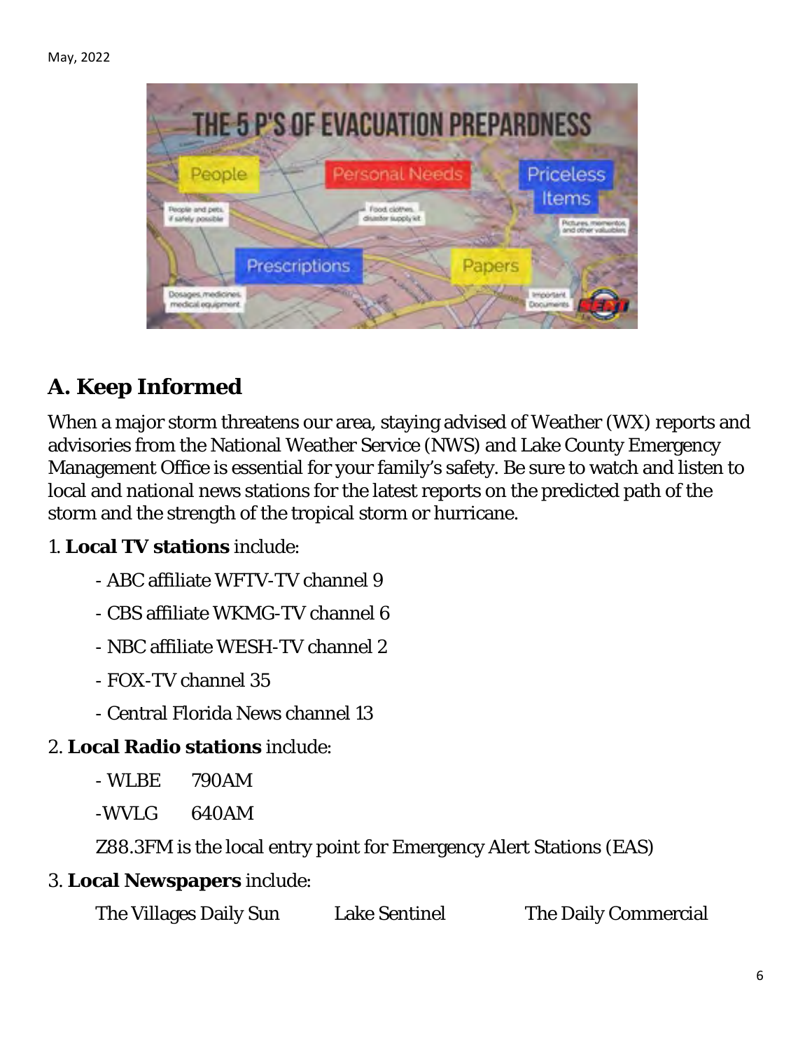## A. Keep Informed

When a major storm threatens our area, staying advised of Weather (WX) reports and advisories from the National Weather Service (NWS) and Lake County Emergency Management Office is essential for your family's safety. Be sure to watch and listen to local and national news stations for the latest reports on the predicted path of the storm and the strength of the tropical storm or hurricane.

1. **Local TV stations** include:

   - ABC affiliate WFTV-TV channel 9
   - CBS affiliate WKMG-TV channel 6
   - NBC affiliate WESH-TV channel 2
   - FOX-TV channel 35
   - Central Florida News channel 13

2. **Local Radio stations** include:

   - WLBE 790AM
   - WVLG 640AM

   Z88.3FM is the local entry point for Emergency Alert Stations (EAS)

3. **Local Newspapers** include:

   The Villages Daily Sun    Lake Sentinel    The Daily Commercial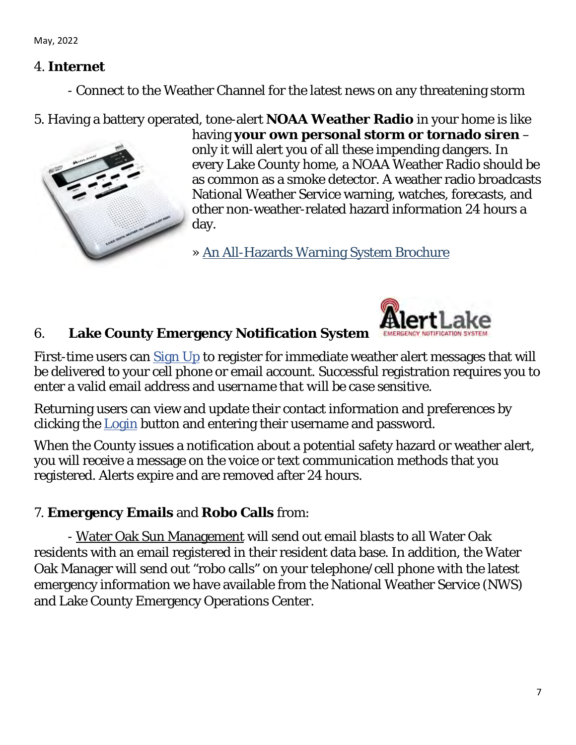May, 2022

4. **Internet**

- Connect to the Weather Channel for the latest news on any threatening storm

5. Having a battery operated, tone-alert **NOAA Weather Radio** in your home is like having **your own personal storm or tornado siren** – only it will alert you of all these impending dangers. In every Lake County home, a NOAA Weather Radio should be as common as a smoke detector. A weather radio broadcasts National Weather Service warning, watches, forecasts, and other non-weather-related hazard information 24 hours a day.

» An All-Hazards Warning System Brochure

6. **Lake County Emergency Notification System**

First-time users can Sign Up to register for immediate weather alert messages that will be delivered to your cell phone or email account. Successful registration requires you to enter a valid email address and *username that will be case* sensitive.

Returning users can view and update their contact information and preferences by clicking the Login button and entering their username and password.

When the County issues a notification about a potential safety hazard or weather alert, you will receive a message on the voice or text communication methods that you registered. Alerts expire and are removed after 24 hours.

7. **Emergency Emails** and **Robo Calls** from:

- Water Oak Sun Management will send out email blasts to all Water Oak residents with an email registered in their resident data base. In addition, the Water Oak Manager will send out "robo calls" on your telephone/cell phone with the latest emergency information we have available from the National Weather Service (NWS) and Lake County Emergency Operations Center.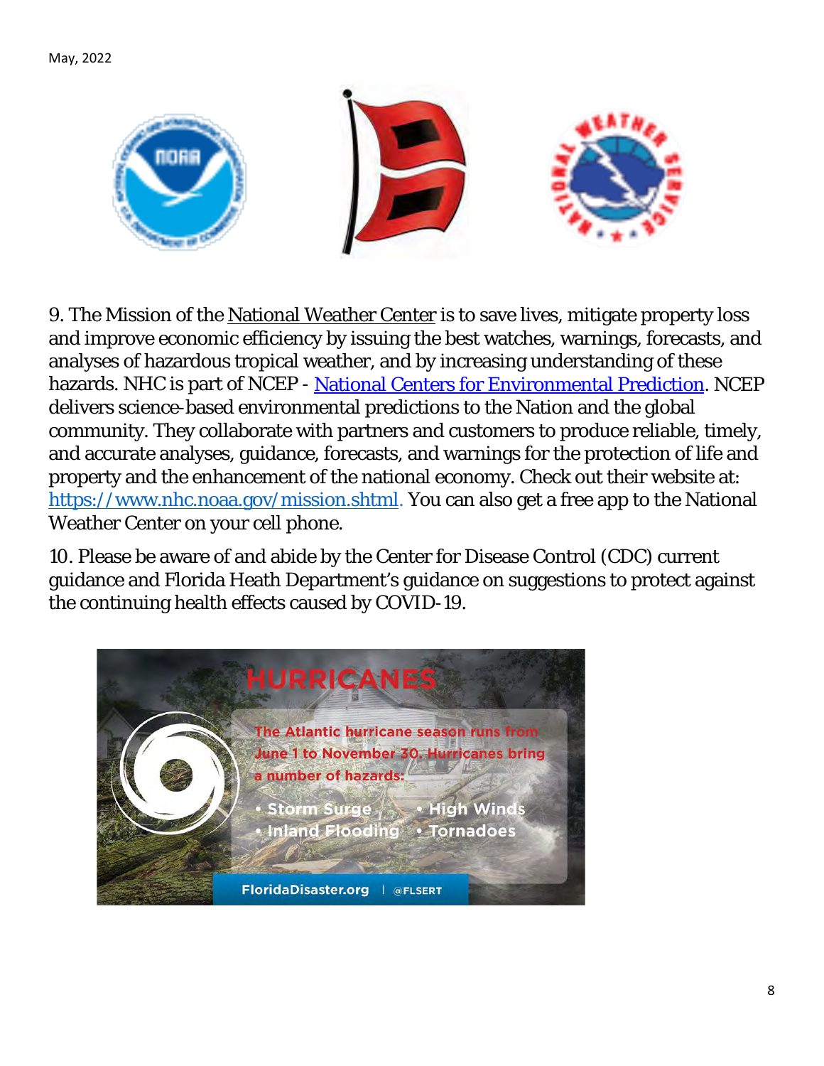May, 2022

9. The Mission of the National Weather Center is to save lives, mitigate property loss and improve economic efficiency by issuing the best watches, warnings, forecasts, and analyses of hazardous tropical weather, and by increasing understanding of these hazards. NHC is part of NCEP - [National Centers for Environmental Prediction](). NCEP delivers science-based environmental predictions to the Nation and the global community. They collaborate with partners and customers to produce reliable, timely, and accurate analyses, guidance, forecasts, and warnings for the protection of life and property and the enhancement of the national economy. Check out their website at: https://www.nhc.noaa.gov/mission.shtml. You can also get a free app to the National Weather Center on your cell phone.

10. Please be aware of and abide by the Center for Disease Control (CDC) current guidance and Florida Heath Department's guidance on suggestions to protect against the continuing health effects caused by COVID-19.

HURRICANES

The Atlantic hurricane season runs from June 1 to November 30. Hurricanes bring a number of hazards:

- Storm Surge
- High Winds
- Inland Flooding
- Tornadoes

FloridaDisaster.org | @FLSERT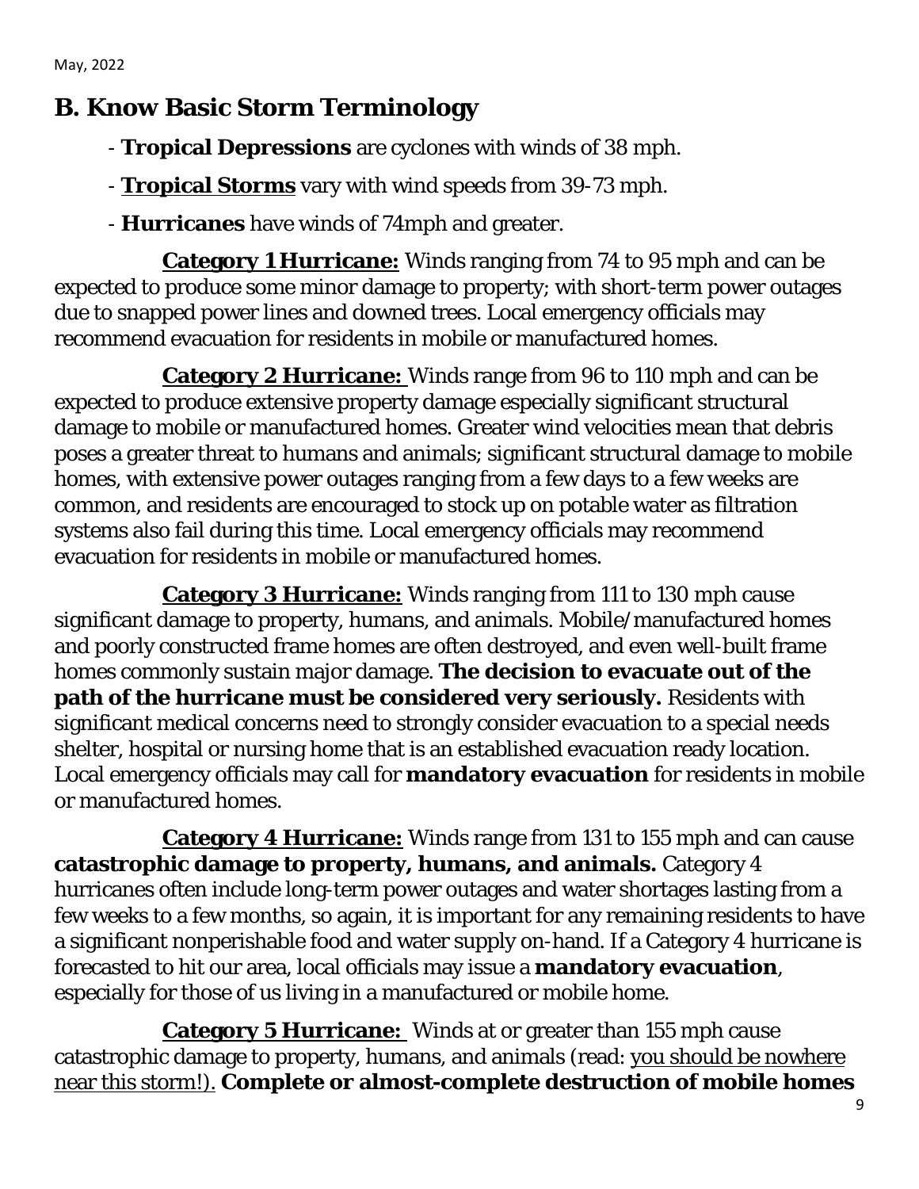## B. Know Basic Storm Terminology

- **Tropical Depressions** are cyclones with winds of 38 mph.
- **<u>Tropical Storms</u>** vary with wind speeds from 39-73 mph.
- **Hurricanes** have winds of 74mph and greater.

**<u>Category 1 Hurricane:</u>** Winds ranging from 74 to 95 mph and can be expected to produce some minor damage to property; with short-term power outages due to snapped power lines and downed trees. Local emergency officials may recommend evacuation for residents in mobile or manufactured homes.

**<u>Category 2 Hurricane:</u>** Winds range from 96 to 110 mph and can be expected to produce extensive property damage especially significant structural damage to mobile or manufactured homes. Greater wind velocities mean that debris poses a greater threat to humans and animals; significant structural damage to mobile homes, with extensive power outages ranging from a few days to a few weeks are common, and residents are encouraged to stock up on potable water as filtration systems also fail during this time. Local emergency officials may recommend evacuation for residents in mobile or manufactured homes.

**<u>Category 3 Hurricane:</u>** Winds ranging from 111 to 130 mph cause significant damage to property, humans, and animals. Mobile/manufactured homes and poorly constructed frame homes are often destroyed, and even well-built frame homes commonly sustain major damage. **The decision to evacuate out of the path of the hurricane must be considered very seriously.** Residents with significant medical concerns need to strongly consider evacuation to a special needs shelter, hospital or nursing home that is an established evacuation ready location. Local emergency officials may call for **mandatory evacuation** for residents in mobile or manufactured homes.

**<u>Category 4 Hurricane:</u>** Winds range from 131 to 155 mph and can cause **catastrophic damage to property, humans, and animals.** Category 4 hurricanes often include long-term power outages and water shortages lasting from a few weeks to a few months, so again, it is important for any remaining residents to have a significant nonperishable food and water supply on-hand. If a Category 4 hurricane is forecasted to hit our area, local officials may issue a **mandatory evacuation**, especially for those of us living in a manufactured or mobile home.

**<u>Category 5 Hurricane:</u>** Winds at or greater than 155 mph cause catastrophic damage to property, humans, and animals (read: <u>you should be nowhere near this storm!).</u> **Complete or almost-complete destruction of mobile homes**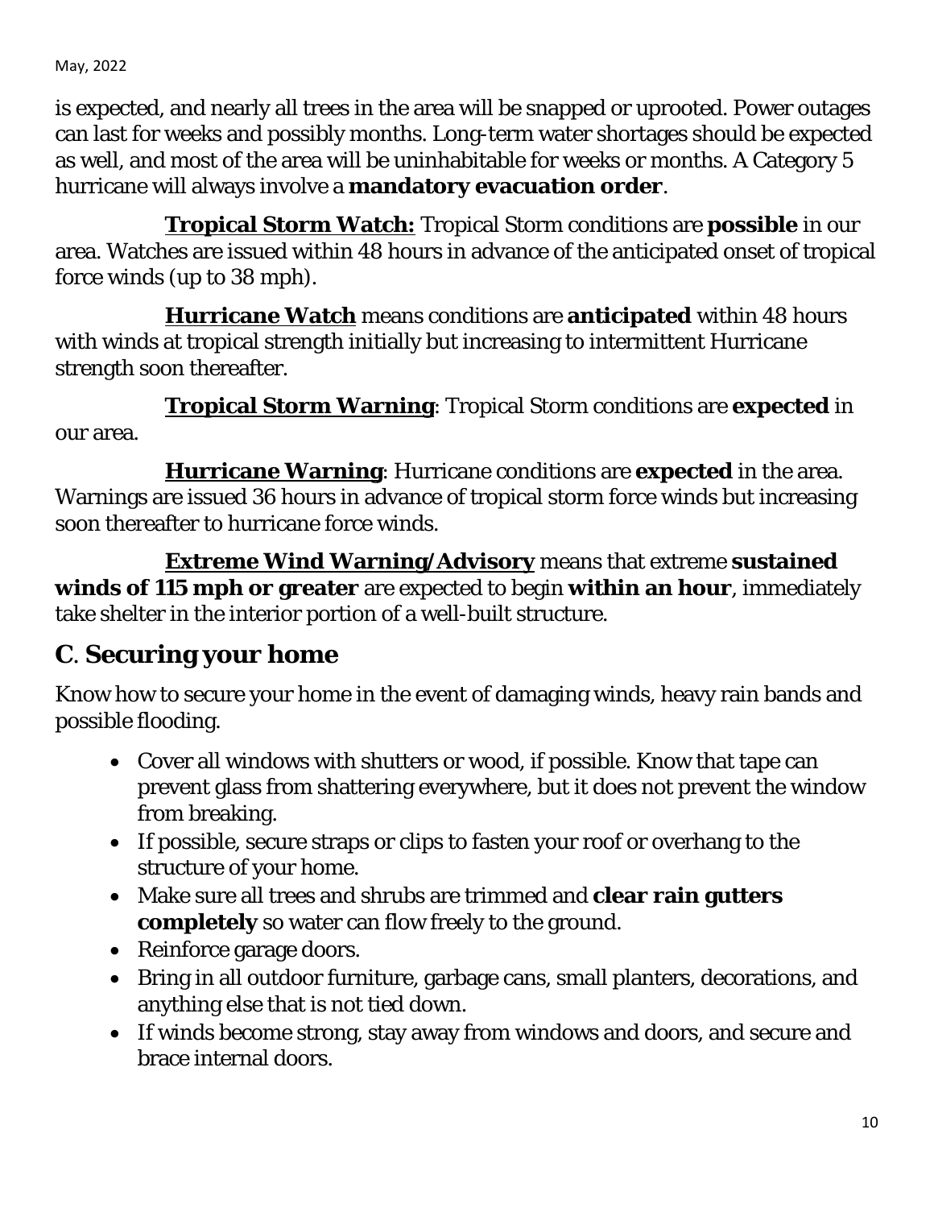is expected, and nearly all trees in the area will be snapped or uprooted. Power outages can last for weeks and possibly months. Long-term water shortages should be expected as well, and most of the area will be uninhabitable for weeks or months. A Category 5 hurricane will always involve a **mandatory evacuation order**.

**Tropical Storm Watch:** Tropical Storm conditions are **possible** in our area. Watches are issued within 48 hours in advance of the anticipated onset of tropical force winds (up to 38 mph).

**Hurricane Watch** means conditions are **anticipated** within 48 hours with winds at tropical strength initially but increasing to intermittent Hurricane strength soon thereafter.

**Tropical Storm Warning**: Tropical Storm conditions are **expected** in our area.

**Hurricane Warning**: Hurricane conditions are **expected** in the area. Warnings are issued 36 hours in advance of tropical storm force winds but increasing soon thereafter to hurricane force winds.

**Extreme Wind Warning/Advisory** means that extreme **sustained winds of 115 mph or greater** are expected to begin **within an hour**, immediately take shelter in the interior portion of a well-built structure.

## C. Securing your home

Know how to secure your home in the event of damaging winds, heavy rain bands and possible flooding.

- Cover all windows with shutters or wood, if possible. Know that tape can prevent glass from shattering everywhere, but it does not prevent the window from breaking.
- If possible, secure straps or clips to fasten your roof or overhang to the structure of your home.
- Make sure all trees and shrubs are trimmed and **clear rain gutters completely** so water can flow freely to the ground.
- Reinforce garage doors.
- Bring in all outdoor furniture, garbage cans, small planters, decorations, and anything else that is not tied down.
- If winds become strong, stay away from windows and doors, and secure and brace internal doors.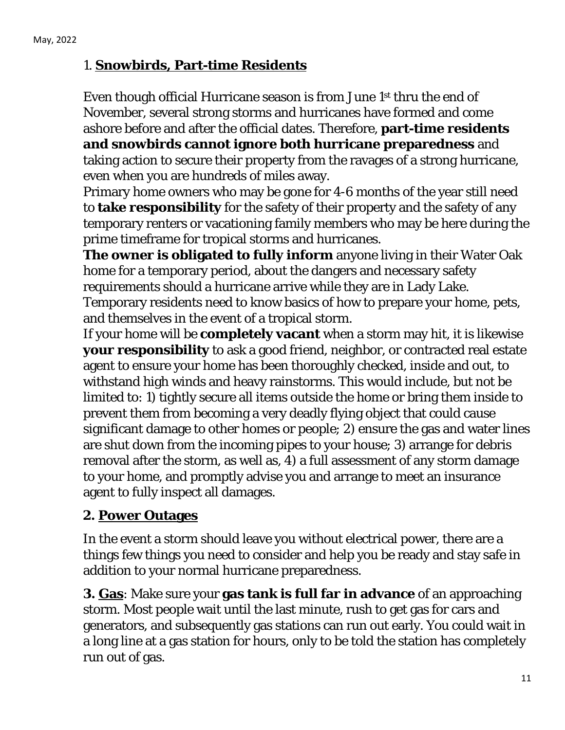## 1. <u>**Snowbirds, Part-time Residents**</u>

Even though official Hurricane season is from June 1st thru the end of November, several strong storms and hurricanes have formed and come ashore before and after the official dates. Therefore, **part-time residents and snowbirds cannot ignore both hurricane preparedness** and taking action to secure their property from the ravages of a strong hurricane, even when you are hundreds of miles away.

Primary home owners who may be gone for 4-6 months of the year still need to **take responsibility** for the safety of their property and the safety of any temporary renters or vacationing family members who may be here during the prime timeframe for tropical storms and hurricanes.

**The owner is obligated to fully inform** anyone living in their Water Oak home for a temporary period, about the dangers and necessary safety requirements should a hurricane arrive while they are in Lady Lake. Temporary residents need to know basics of how to prepare your home, pets, and themselves in the event of a tropical storm.

If your home will be **completely vacant** when a storm may hit, it is likewise **your responsibility** to ask a good friend, neighbor, or contracted real estate agent to ensure your home has been thoroughly checked, inside and out, to withstand high winds and heavy rainstorms. This would include, but not be limited to: 1) tightly secure all items outside the home or bring them inside to prevent them from becoming a very deadly flying object that could cause significant damage to other homes or people; 2) ensure the gas and water lines are shut down from the incoming pipes to your house; 3) arrange for debris removal after the storm, as well as, 4) a full assessment of any storm damage to your home, and promptly advise you and arrange to meet an insurance agent to fully inspect all damages.

## 2. <u>**Power Outages**</u>

In the event a storm should leave you without electrical power, there are a things few things you need to consider and help you be ready and stay safe in addition to your normal hurricane preparedness.

**3. <u>Gas</u>**: Make sure your **gas tank is full far in advance** of an approaching storm. Most people wait until the last minute, rush to get gas for cars and generators, and subsequently gas stations can run out early. You could wait in a long line at a gas station for hours, only to be told the station has completely run out of gas.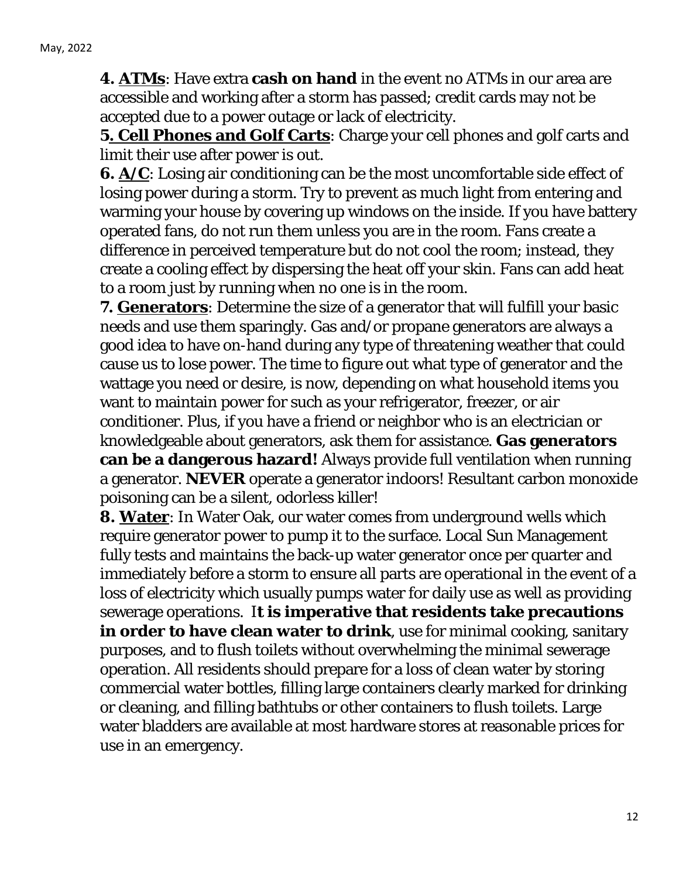**4. <u>ATMs</u>**: Have extra **cash on hand** in the event no ATMs in our area are accessible and working after a storm has passed; credit cards may not be accepted due to a power outage or lack of electricity.

**5. <u>Cell Phones and Golf Carts</u>**: Charge your cell phones and golf carts and limit their use after power is out.

**6. <u>A/C</u>**: Losing air conditioning can be the most uncomfortable side effect of losing power during a storm. Try to prevent as much light from entering and warming your house by covering up windows on the inside. If you have battery operated fans, do not run them unless you are in the room. Fans create a difference in perceived temperature but do not cool the room; instead, they create a cooling effect by dispersing the heat off your skin. Fans can add heat to a room just by running when no one is in the room.

**7. <u>Generators</u>**: Determine the size of a generator that will fulfill your basic needs and use them sparingly. Gas and/or propane generators are always a good idea to have on-hand during any type of threatening weather that could cause us to lose power. The time to figure out what type of generator and the wattage you need or desire, is now, depending on what household items you want to maintain power for such as your refrigerator, freezer, or air conditioner. Plus, if you have a friend or neighbor who is an electrician or knowledgeable about generators, ask them for assistance. **Gas generators can be a dangerous hazard!** Always provide full ventilation when running a generator. **NEVER** operate a generator indoors! Resultant carbon monoxide poisoning can be a silent, odorless killer!

**8. <u>Water</u>**: In Water Oak, our water comes from underground wells which require generator power to pump it to the surface. Local Sun Management fully tests and maintains the back-up water generator once per quarter and immediately before a storm to ensure all parts are operational in the event of a loss of electricity which usually pumps water for daily use as well as providing sewerage operations. I**t is imperative that residents take precautions in order to have clean water to drink**, use for minimal cooking, sanitary purposes, and to flush toilets without overwhelming the minimal sewerage operation. All residents should prepare for a loss of clean water by storing commercial water bottles, filling large containers clearly marked for drinking or cleaning, and filling bathtubs or other containers to flush toilets. Large water bladders are available at most hardware stores at reasonable prices for use in an emergency.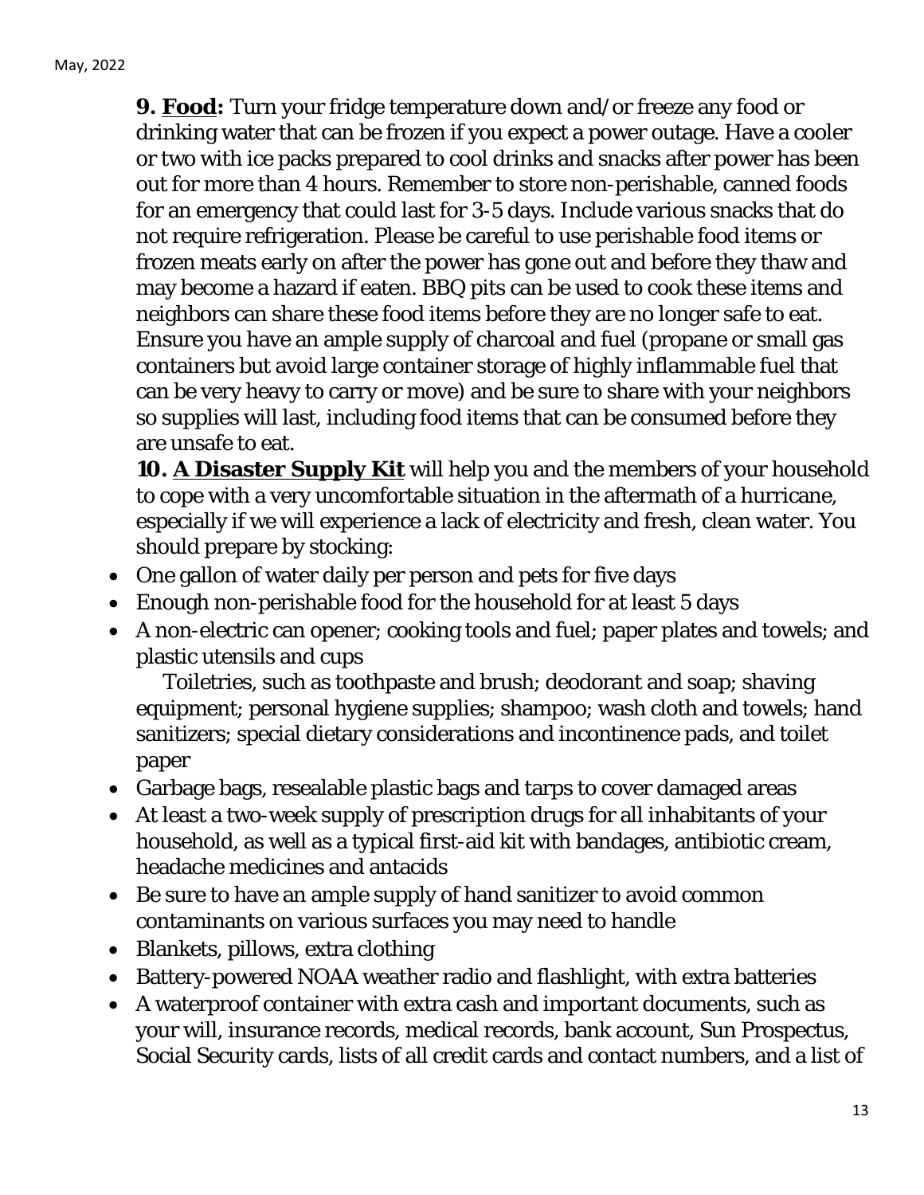**9. <u>Food:</u>** Turn your fridge temperature down and/or freeze any food or drinking water that can be frozen if you expect a power outage. Have a cooler or two with ice packs prepared to cool drinks and snacks after power has been out for more than 4 hours. Remember to store non-perishable, canned foods for an emergency that could last for 3-5 days. Include various snacks that do not require refrigeration. Please be careful to use perishable food items or frozen meats early on after the power has gone out and before they thaw and may become a hazard if eaten. BBQ pits can be used to cook these items and neighbors can share these food items before they are no longer safe to eat. Ensure you have an ample supply of charcoal and fuel (propane or small gas containers but avoid large container storage of highly inflammable fuel that can be very heavy to carry or move) and be sure to share with your neighbors so supplies will last, including food items that can be consumed before they are unsafe to eat.

**10. <u>A Disaster Supply Kit</u>** will help you and the members of your household to cope with a very uncomfortable situation in the aftermath of a hurricane, especially if we will experience a lack of electricity and fresh, clean water. You should prepare by stocking:

- One gallon of water daily per person and pets for five days
- Enough non-perishable food for the household for at least 5 days
- A non-electric can opener; cooking tools and fuel; paper plates and towels; and plastic utensils and cups

  Toiletries, such as toothpaste and brush; deodorant and soap; shaving equipment; personal hygiene supplies; shampoo; wash cloth and towels; hand sanitizers; special dietary considerations and incontinence pads, and toilet paper
- Garbage bags, resealable plastic bags and tarps to cover damaged areas
- At least a two-week supply of prescription drugs for all inhabitants of your household, as well as a typical first-aid kit with bandages, antibiotic cream, headache medicines and antacids
- Be sure to have an ample supply of hand sanitizer to avoid common contaminants on various surfaces you may need to handle
- Blankets, pillows, extra clothing
- Battery-powered NOAA weather radio and flashlight, with extra batteries
- A waterproof container with extra cash and important documents, such as your will, insurance records, medical records, bank account, Sun Prospectus, Social Security cards, lists of all credit cards and contact numbers, and a list of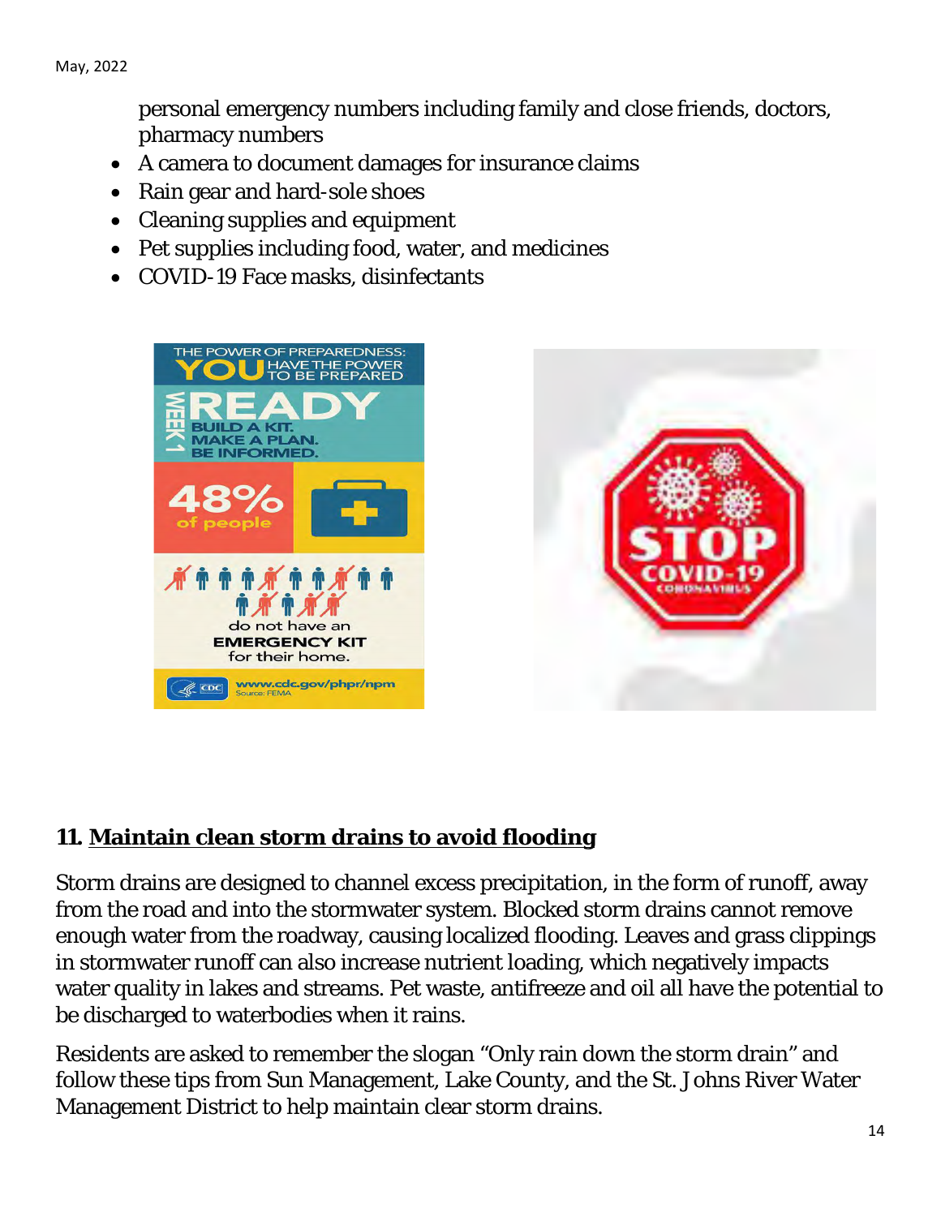personal emergency numbers including family and close friends, doctors, pharmacy numbers

- A camera to document damages for insurance claims
- Rain gear and hard-sole shoes
- Cleaning supplies and equipment
- Pet supplies including food, water, and medicines
- COVID-19 Face masks, disinfectants

## 11. Maintain clean storm drains to avoid flooding

Storm drains are designed to channel excess precipitation, in the form of runoff, away from the road and into the stormwater system. Blocked storm drains cannot remove enough water from the roadway, causing localized flooding. Leaves and grass clippings in stormwater runoff can also increase nutrient loading, which negatively impacts water quality in lakes and streams. Pet waste, antifreeze and oil all have the potential to be discharged to waterbodies when it rains.

Residents are asked to remember the slogan "Only rain down the storm drain" and follow these tips from Sun Management, Lake County, and the St. Johns River Water Management District to help maintain clear storm drains.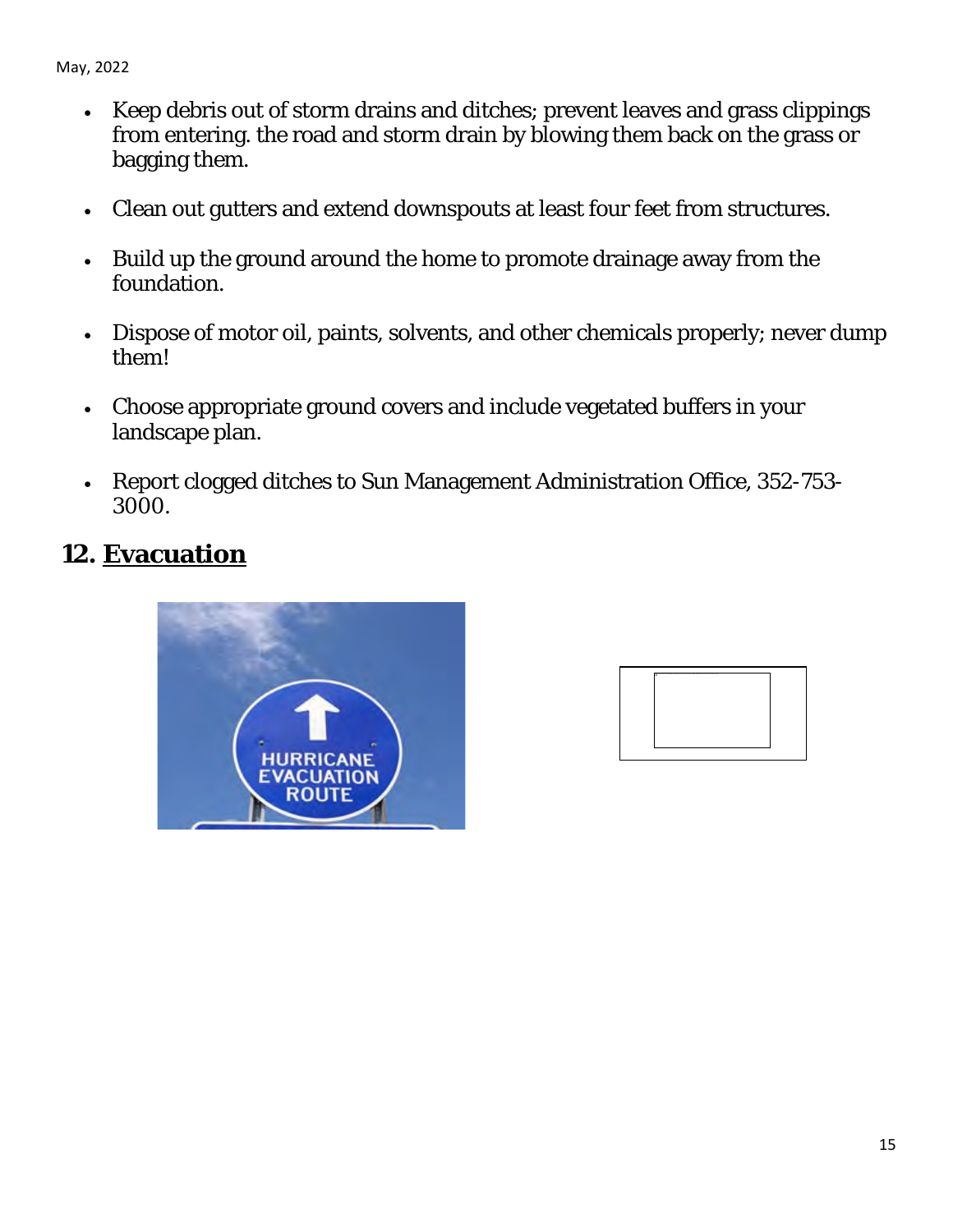- Keep debris out of storm drains and ditches; prevent leaves and grass clippings from entering. the road and storm drain by blowing them back on the grass or bagging them.

- Clean out gutters and extend downspouts at least four feet from structures.

- Build up the ground around the home to promote drainage away from the foundation.

- Dispose of motor oil, paints, solvents, and other chemicals properly; never dump them!

- Choose appropriate ground covers and include vegetated buffers in your landscape plan.

- Report clogged ditches to Sun Management Administration Office, 352-753-3000.

## 12. Evacuation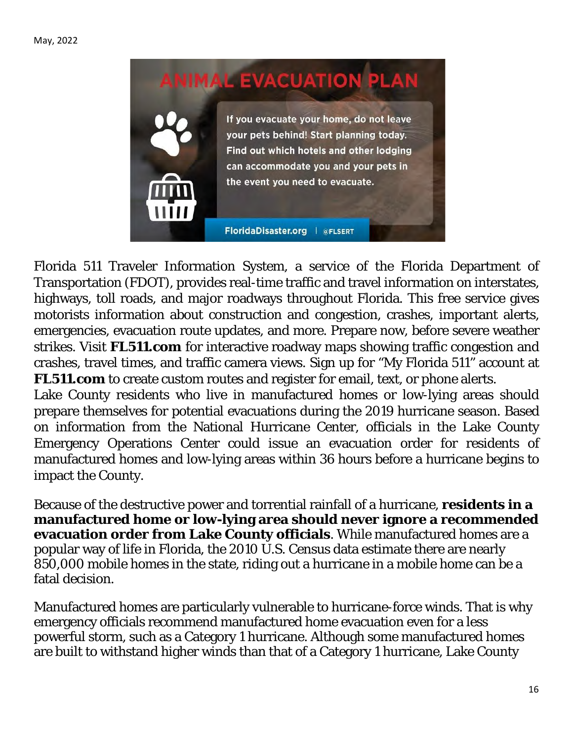**ANIMAL EVACUATION PLAN**

If you evacuate your home, do not leave your pets behind! Start planning today. Find out which hotels and other lodging can accommodate you and your pets in the event you need to evacuate.

FloridaDisaster.org | @FLSERT

Florida 511 Traveler Information System, a service of the Florida Department of Transportation (FDOT), provides real-time traffic and travel information on interstates, highways, toll roads, and major roadways throughout Florida. This free service gives motorists information about construction and congestion, crashes, important alerts, emergencies, evacuation route updates, and more. Prepare now, before severe weather strikes. Visit **FL511.com** for interactive roadway maps showing traffic congestion and crashes, travel times, and traffic camera views. Sign up for "My Florida 511" account at **FL511.com** to create custom routes and register for email, text, or phone alerts.

Lake County residents who live in manufactured homes or low-lying areas should prepare themselves for potential evacuations during the 2019 hurricane season. Based on information from the National Hurricane Center, officials in the Lake County Emergency Operations Center could issue an evacuation order for residents of manufactured homes and low-lying areas within 36 hours before a hurricane begins to impact the County.

Because of the destructive power and torrential rainfall of a hurricane, **residents in a manufactured home or low-lying area should never ignore a recommended evacuation order from Lake County officials**. While manufactured homes are a popular way of life in Florida, the 2010 U.S. Census data estimate there are nearly 850,000 mobile homes in the state, riding out a hurricane in a mobile home can be a fatal decision.

Manufactured homes are particularly vulnerable to hurricane-force winds. That is why emergency officials recommend manufactured home evacuation even for a less powerful storm, such as a Category 1 hurricane. Although some manufactured homes are built to withstand higher winds than that of a Category 1 hurricane, Lake County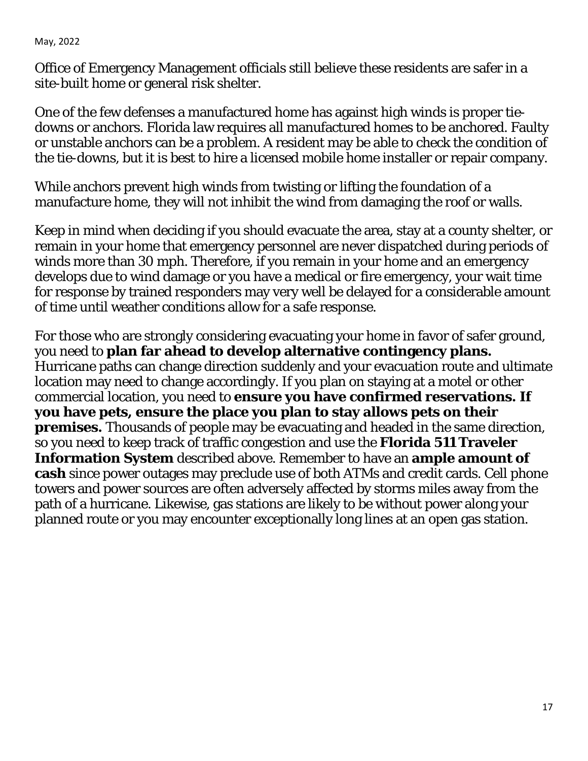Office of Emergency Management officials still believe these residents are safer in a site-built home or general risk shelter.

One of the few defenses a manufactured home has against high winds is proper tie-downs or anchors. Florida law requires all manufactured homes to be anchored. Faulty or unstable anchors can be a problem. A resident may be able to check the condition of the tie-downs, but it is best to hire a licensed mobile home installer or repair company.

While anchors prevent high winds from twisting or lifting the foundation of a manufacture home, they will not inhibit the wind from damaging the roof or walls.

Keep in mind when deciding if you should evacuate the area, stay at a county shelter, or remain in your home that emergency personnel are never dispatched during periods of winds more than 30 mph. Therefore, if you remain in your home and an emergency develops due to wind damage or you have a medical or fire emergency, your wait time for response by trained responders may very well be delayed for a considerable amount of time until weather conditions allow for a safe response.

For those who are strongly considering evacuating your home in favor of safer ground, you need to **plan far ahead to develop alternative contingency plans.** Hurricane paths can change direction suddenly and your evacuation route and ultimate location may need to change accordingly. If you plan on staying at a motel or other commercial location, you need to **ensure you have confirmed reservations. If you have pets, ensure the place you plan to stay allows pets on their premises.** Thousands of people may be evacuating and headed in the same direction, so you need to keep track of traffic congestion and use the **Florida 511 Traveler Information System** described above. Remember to have an **ample amount of cash** since power outages may preclude use of both ATMs and credit cards. Cell phone towers and power sources are often adversely affected by storms miles away from the path of a hurricane. Likewise, gas stations are likely to be without power along your planned route or you may encounter exceptionally long lines at an open gas station.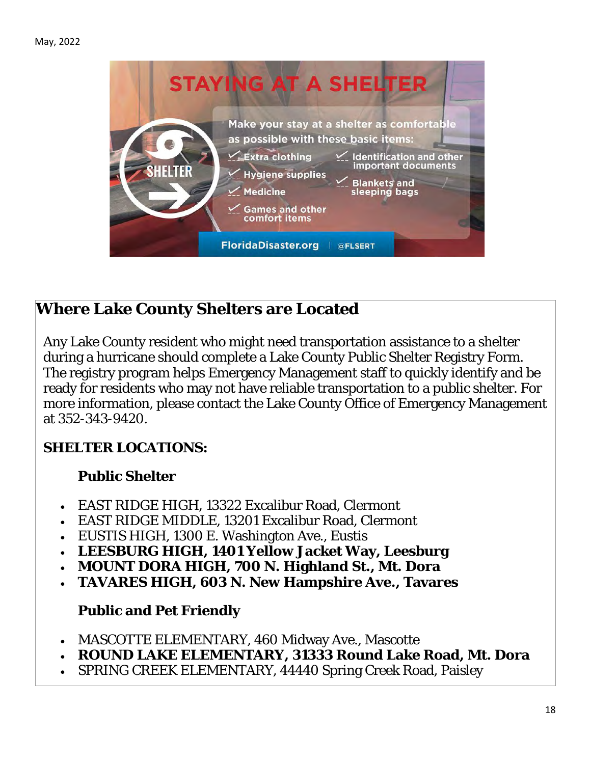May, 2022

STAYING AT A SHELTER

Make your stay at a shelter as comfortable as possible with these basic items:

- Extra clothing
- Hygiene supplies
- Medicine
- Games and other comfort items
- Identification and other important documents
- Blankets and sleeping bags

SHELTER

FloridaDisaster.org | @FLSERT

## Where Lake County Shelters are Located

Any Lake County resident who might need transportation assistance to a shelter during a hurricane should complete a Lake County Public Shelter Registry Form. The registry program helps Emergency Management staff to quickly identify and be ready for residents who may not have reliable transportation to a public shelter. For more information, please contact the Lake County Office of Emergency Management at 352-343-9420.

**SHELTER LOCATIONS:**

**Public Shelter**

- EAST RIDGE HIGH, 13322 Excalibur Road, Clermont
- EAST RIDGE MIDDLE, 13201 Excalibur Road, Clermont
- EUSTIS HIGH, 1300 E. Washington Ave., Eustis
- **LEESBURG HIGH, 1401 Yellow Jacket Way, Leesburg**
- **MOUNT DORA HIGH, 700 N. Highland St., Mt. Dora**
- **TAVARES HIGH, 603 N. New Hampshire Ave., Tavares**

**Public and Pet Friendly**

- MASCOTTE ELEMENTARY, 460 Midway Ave., Mascotte
- **ROUND LAKE ELEMENTARY, 31333 Round Lake Road, Mt. Dora**
- SPRING CREEK ELEMENTARY, 44440 Spring Creek Road, Paisley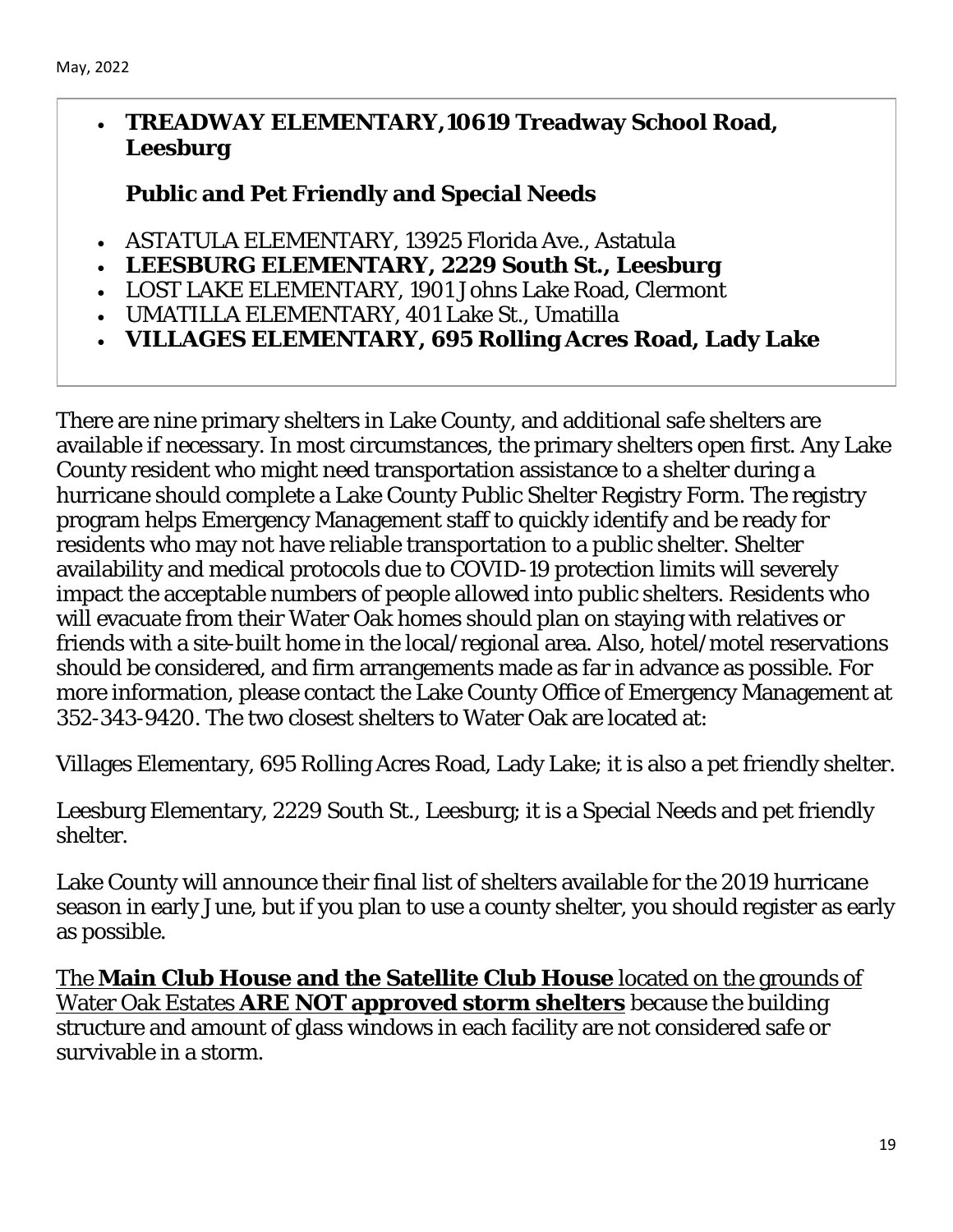- **TREADWAY ELEMENTARY, 10619 Treadway School Road, Leesburg**

**Public and Pet Friendly and Special Needs**

- ASTATULA ELEMENTARY, 13925 Florida Ave., Astatula
- **LEESBURG ELEMENTARY, 2229 South St., Leesburg**
- LOST LAKE ELEMENTARY, 1901 Johns Lake Road, Clermont
- UMATILLA ELEMENTARY, 401 Lake St., Umatilla
- **VILLAGES ELEMENTARY, 695 Rolling Acres Road, Lady Lake**

There are nine primary shelters in Lake County, and additional safe shelters are available if necessary. In most circumstances, the primary shelters open first. Any Lake County resident who might need transportation assistance to a shelter during a hurricane should complete a Lake County Public Shelter Registry Form. The registry program helps Emergency Management staff to quickly identify and be ready for residents who may not have reliable transportation to a public shelter. Shelter availability and medical protocols due to COVID-19 protection limits will severely impact the acceptable numbers of people allowed into public shelters. Residents who will evacuate from their Water Oak homes should plan on staying with relatives or friends with a site-built home in the local/regional area. Also, hotel/motel reservations should be considered, and firm arrangements made as far in advance as possible. For more information, please contact the Lake County Office of Emergency Management at 352-343-9420. The two closest shelters to Water Oak are located at:

Villages Elementary, 695 Rolling Acres Road, Lady Lake; it is also a pet friendly shelter.

Leesburg Elementary, 2229 South St., Leesburg; it is a Special Needs and pet friendly shelter.

Lake County will announce their final list of shelters available for the 2019 hurricane season in early June, but if you plan to use a county shelter, you should register as early as possible.

The **Main Club House and the Satellite Club House** located on the grounds of Water Oak Estates **ARE NOT approved storm shelters** because the building structure and amount of glass windows in each facility are not considered safe or survivable in a storm.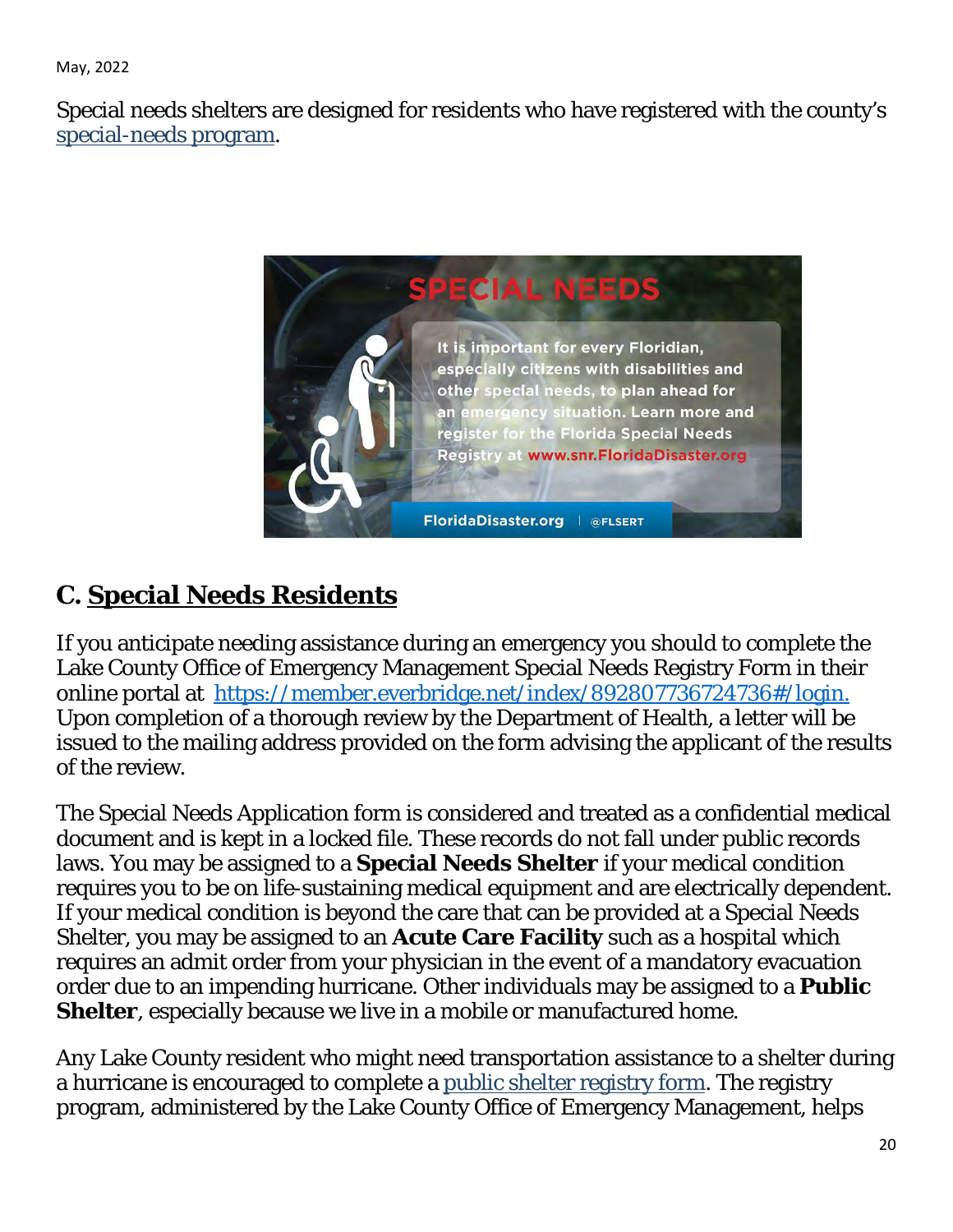Special needs shelters are designed for residents who have registered with the county's special-needs program.

## C. Special Needs Residents

If you anticipate needing assistance during an emergency you should to complete the Lake County Office of Emergency Management Special Needs Registry Form in their online portal at https://member.everbridge.net/index/892807736724736#/login. Upon completion of a thorough review by the Department of Health, a letter will be issued to the mailing address provided on the form advising the applicant of the results of the review.

The Special Needs Application form is considered and treated as a confidential medical document and is kept in a locked file. These records do not fall under public records laws. You may be assigned to a **Special Needs Shelter** if your medical condition requires you to be on life-sustaining medical equipment and are electrically dependent. If your medical condition is beyond the care that can be provided at a Special Needs Shelter, you may be assigned to an **Acute Care Facility** such as a hospital which requires an admit order from your physician in the event of a mandatory evacuation order due to an impending hurricane. Other individuals may be assigned to a **Public Shelter**, especially because we live in a mobile or manufactured home.

Any Lake County resident who might need transportation assistance to a shelter during a hurricane is encouraged to complete a public shelter registry form. The registry program, administered by the Lake County Office of Emergency Management, helps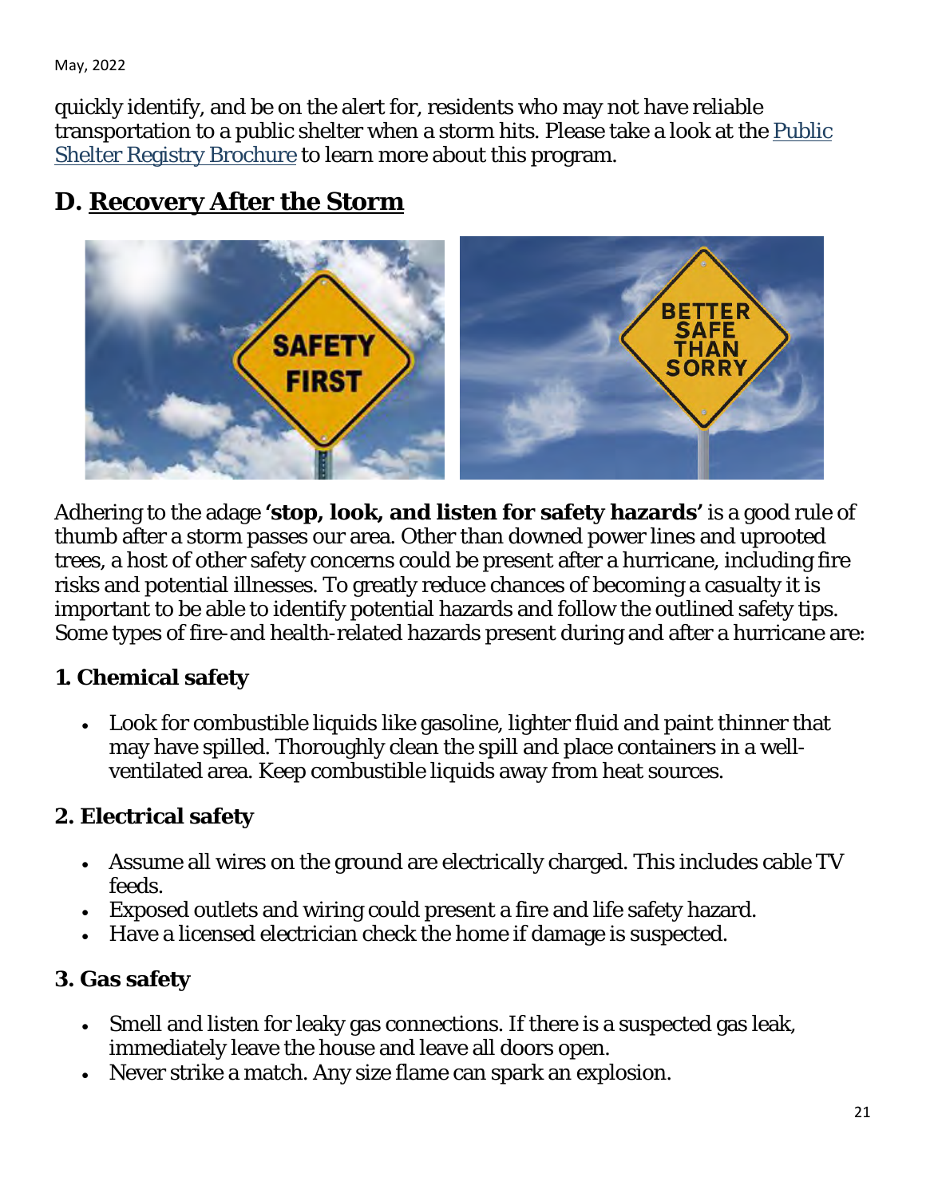quickly identify, and be on the alert for, residents who may not have reliable transportation to a public shelter when a storm hits. Please take a look at the [Public Shelter Registry Brochure] to learn more about this program.

## D. Recovery After the Storm

Adhering to the adage **'stop, look, and listen for safety hazards'** is a good rule of thumb after a storm passes our area. Other than downed power lines and uprooted trees, a host of other safety concerns could be present after a hurricane, including fire risks and potential illnesses. To greatly reduce chances of becoming a casualty it is important to be able to identify potential hazards and follow the outlined safety tips. Some types of fire-and health-related hazards present during and after a hurricane are:

### 1. Chemical safety

- Look for combustible liquids like gasoline, lighter fluid and paint thinner that may have spilled. Thoroughly clean the spill and place containers in a well-ventilated area. Keep combustible liquids away from heat sources.

### 2. Electrical safety

- Assume all wires on the ground are electrically charged. This includes cable TV feeds.
- Exposed outlets and wiring could present a fire and life safety hazard.
- Have a licensed electrician check the home if damage is suspected.

### 3. Gas safety

- Smell and listen for leaky gas connections. If there is a suspected gas leak, immediately leave the house and leave all doors open.
- Never strike a match. Any size flame can spark an explosion.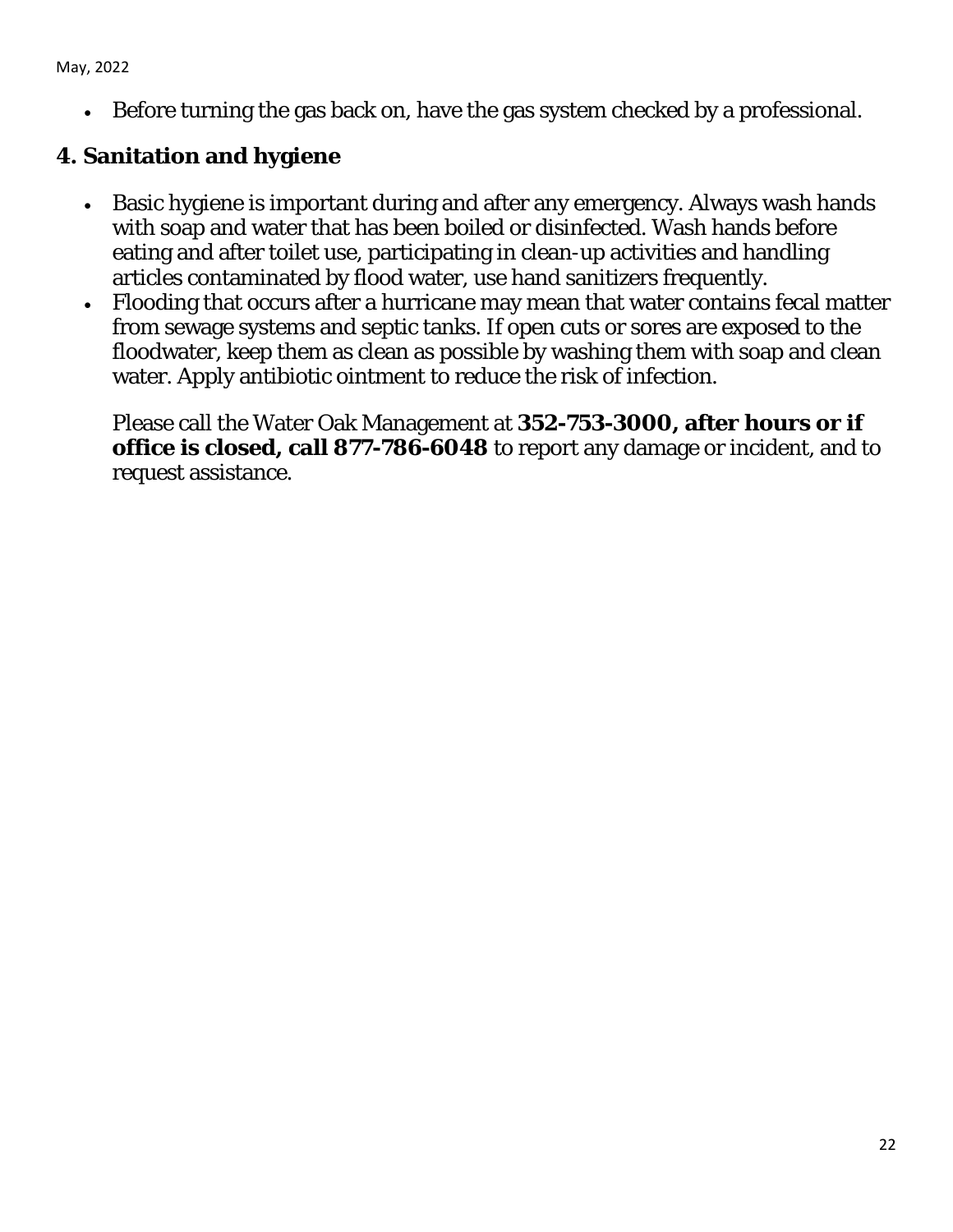- Before turning the gas back on, have the gas system checked by a professional.

## 4. Sanitation and hygiene

- Basic hygiene is important during and after any emergency. Always wash hands with soap and water that has been boiled or disinfected. Wash hands before eating and after toilet use, participating in clean-up activities and handling articles contaminated by flood water, use hand sanitizers frequently.
- Flooding that occurs after a hurricane may mean that water contains fecal matter from sewage systems and septic tanks. If open cuts or sores are exposed to the floodwater, keep them as clean as possible by washing them with soap and clean water. Apply antibiotic ointment to reduce the risk of infection.

  Please call the Water Oak Management at **352-753-3000, after hours or if office is closed, call 877-786-6048** to report any damage or incident, and to request assistance.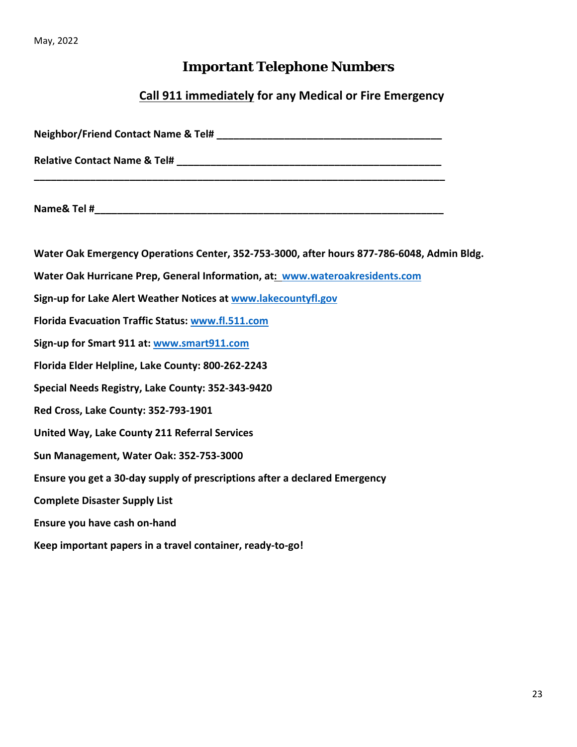May, 2022

# Important Telephone Numbers

## <u>Call 911 immediately</u> for any Medical or Fire Emergency

**Neighbor/Friend Contact Name & Tel# ________________________________________**

**Relative Contact Name & Tel# ________________________________________________**

**___________________________________________________________________________**

**Name& Tel #_______________________________________________________________**

**Water Oak Emergency Operations Center, 352-753-3000, after hours 877-786-6048, Admin Bldg.**

**Water Oak Hurricane Prep, General Information, at: [www.wateroakresidents.com](http://www.wateroakresidents.com)**

**Sign-up for Lake Alert Weather Notices at [www.lakecountyfl.gov](http://www.lakecountyfl.gov)**

**Florida Evacuation Traffic Status: [www.fl.511.com](http://www.fl.511.com)**

**Sign-up for Smart 911 at: [www.smart911.com](http://www.smart911.com)**

**Florida Elder Helpline, Lake County: 800-262-2243**

**Special Needs Registry, Lake County: 352-343-9420**

**Red Cross, Lake County: 352-793-1901**

**United Way, Lake County 211 Referral Services**

**Sun Management, Water Oak: 352-753-3000**

**Ensure you get a 30-day supply of prescriptions after a declared Emergency**

**Complete Disaster Supply List**

**Ensure you have cash on-hand**

**Keep important papers in a travel container, ready-to-go!**